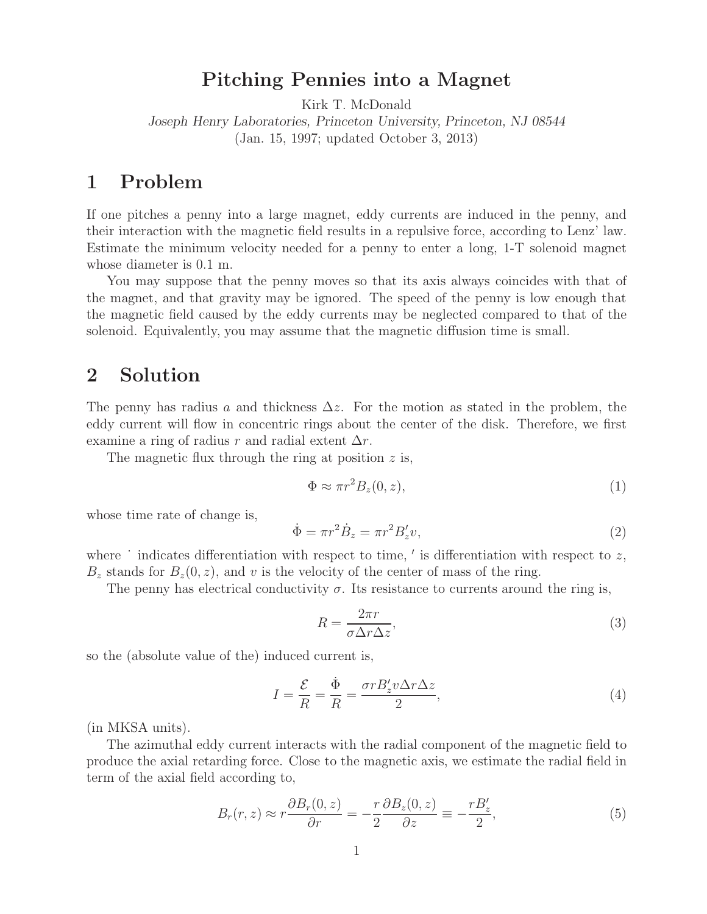# Pitching Pennies into a Magnet

Kirk T. McDonald

*Joseph Henry Laboratories, Princeton University, Princeton, NJ 08544*

(Jan. 15, 1997; updated October 3, 2013)

## 1 Problem

If one pitches a penny into a large magnet, eddy currents are induced in the penny, and their interaction with the magnetic field results in a repulsive force, according to Lenz' law. Estimate the minimum velocity needed for a penny to enter a long, 1-T solenoid magnet whose diameter is 0.1 m.

You may suppose that the penny moves so that its axis always coincides with that of the magnet, and that gravity may be ignored. The speed of the penny is low enough that the magnetic field caused by the eddy currents may be neglected compared to that of the solenoid. Equivalently, you may assume that the magnetic diffusion time is small.

## 2 Solution

The penny has radius $a$ and thickness $\Delta z$. For the motion as stated in the problem, the eddy current will flow in concentric rings about the center of the disk. Therefore, we first examine a ring of radius $r$ and radial extent $\Delta r$.

The magnetic flux through the ring at position $z$ is,

$$\Phi \approx \pi r^2 B_z(0, z), \tag{1}$$

whose time rate of change is,

$$\dot{\Phi} = \pi r^2 \dot{B}_z = \pi r^2 B_z' v, \tag{2}$$

where $\dot{}$ indicates differentiation with respect to time, $'$ is differentiation with respect to $z$, $B_z$ stands for $B_z(0, z)$, and $v$ is the velocity of the center of mass of the ring.

The penny has electrical conductivity $\sigma$. Its resistance to currents around the ring is,

$$R = \frac{2\pi r}{\sigma \Delta r \Delta z}, \tag{3}$$

so the (absolute value of the) induced current is,

$$I = \frac{\mathcal{E}}{R} = \frac{\dot{\Phi}}{R} = \frac{\sigma r B_z' v \Delta r \Delta z}{2}, \tag{4}$$

(in MKSA units).

The azimuthal eddy current interacts with the radial component of the magnetic field to produce the axial retarding force. Close to the magnetic axis, we estimate the radial field in term of the axial field according to,

$$B_r(r, z) \approx r \frac{\partial B_r(0, z)}{\partial r} = -\frac{r}{2} \frac{\partial B_z(0, z)}{\partial z} \equiv -\frac{r B_z'}{2}, \tag{5}$$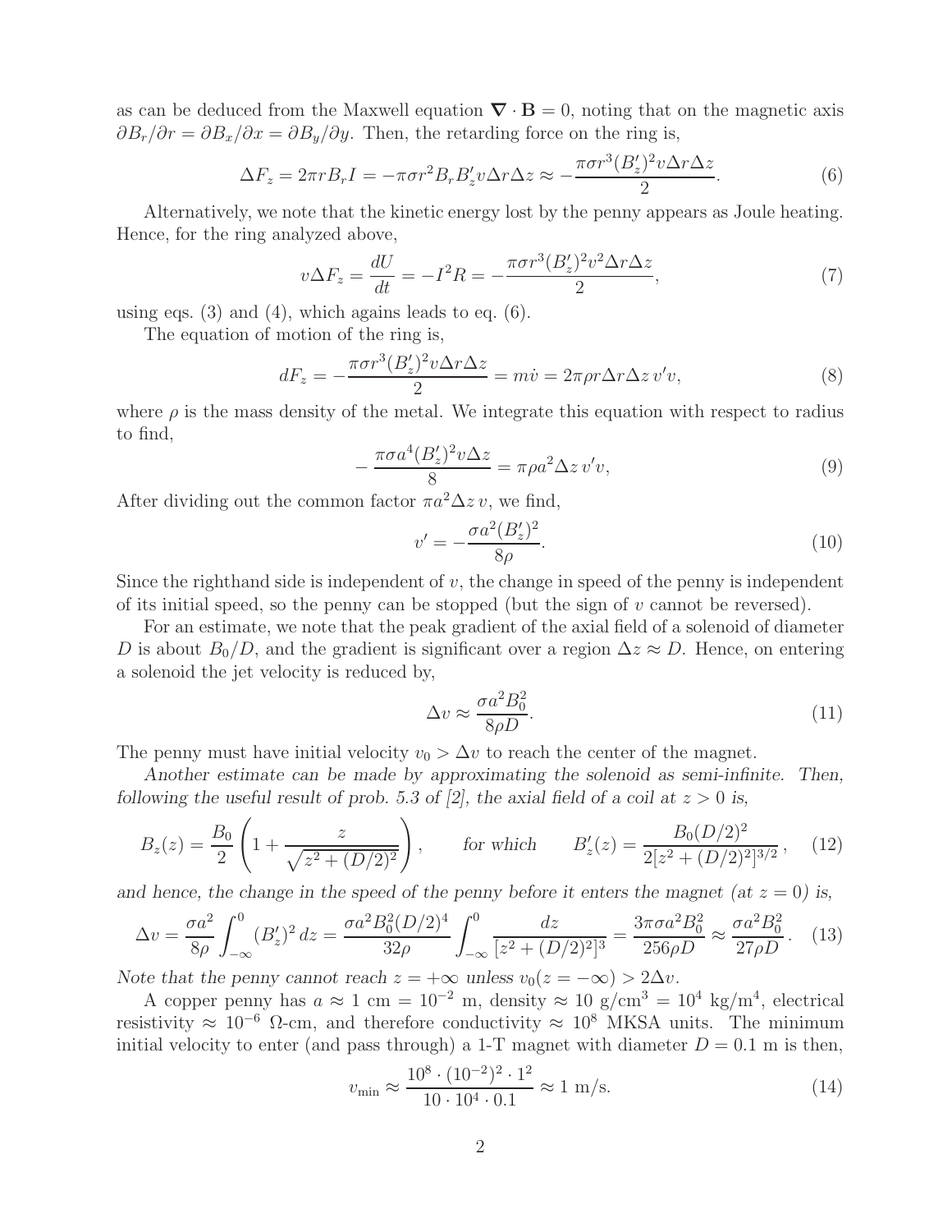as can be deduced from the Maxwell equation $\boldsymbol{\nabla} \cdot \mathbf{B} = 0$, noting that on the magnetic axis $\partial B_r / \partial r = \partial B_x / \partial x = \partial B_y / \partial y$. Then, the retarding force on the ring is,

$$\Delta F_z = 2\pi r B_r I = -\pi \sigma r^2 B_r B_z' v \Delta r \Delta z \approx -\frac{\pi \sigma r^3 (B_z')^2 v \Delta r \Delta z}{2}. \tag{6}$$

Alternatively, we note that the kinetic energy lost by the penny appears as Joule heating. Hence, for the ring analyzed above,

$$v \Delta F_z = \frac{dU}{dt} = -I^2 R = -\frac{\pi \sigma r^3 (B_z')^2 v^2 \Delta r \Delta z}{2}, \tag{7}$$

using eqs. (3) and (4), which agains leads to eq. (6).

The equation of motion of the ring is,

$$dF_z = -\frac{\pi \sigma r^3 (B_z')^2 v \Delta r \Delta z}{2} = m\dot{v} = 2\pi \rho r \Delta r \Delta z \, v' v, \tag{8}$$

where $\rho$ is the mass density of the metal. We integrate this equation with respect to radius to find,

$$-\frac{\pi \sigma a^4 (B_z')^2 v \Delta z}{8} = \pi \rho a^2 \Delta z \, v' v, \tag{9}$$

After dividing out the common factor $\pi a^2 \Delta z \, v$, we find,

$$v' = -\frac{\sigma a^2 (B_z')^2}{8\rho}. \tag{10}$$

Since the righthand side is independent of $v$, the change in speed of the penny is independent of its initial speed, so the penny can be stopped (but the sign of $v$ cannot be reversed).

For an estimate, we note that the peak gradient of the axial field of a solenoid of diameter $D$ is about $B_0/D$, and the gradient is significant over a region $\Delta z \approx D$. Hence, on entering a solenoid the jet velocity is reduced by,

$$\Delta v \approx \frac{\sigma a^2 B_0^2}{8\rho D}. \tag{11}$$

The penny must have initial velocity $v_0 > \Delta v$ to reach the center of the magnet.

*Another estimate can be made by approximating the solenoid as semi-infinite. Then, following the useful result of prob. 5.3 of [2], the axial field of a coil at $z > 0$ is,*

$$B_z(z) = \frac{B_0}{2}\left(1 + \frac{z}{\sqrt{z^2 + (D/2)^2}}\right), \qquad \textit{for which} \qquad B_z'(z) = \frac{B_0 (D/2)^2}{2[z^2 + (D/2)^2]^{3/2}}, \tag{12}$$

*and hence, the change in the speed of the penny before it enters the magnet (at $z = 0$) is,*

$$\Delta v = \frac{\sigma a^2}{8\rho}\int_{-\infty}^{0} (B_z')^2 \, dz = \frac{\sigma a^2 B_0^2 (D/2)^4}{32\rho}\int_{-\infty}^{0} \frac{dz}{[z^2 + (D/2)^2]^3} = \frac{3\pi \sigma a^2 B_0^2}{256 \rho D} \approx \frac{\sigma a^2 B_0^2}{27 \rho D}. \tag{13}$$

*Note that the penny cannot reach $z = +\infty$ unless $v_0(z = -\infty) > 2\Delta v$.*

A copper penny has $a \approx 1$ cm $= 10^{-2}$ m, density $\approx 10$ g/cm$^3$ $= 10^4$ kg/m$^4$, electrical resistivity $\approx 10^{-6}$ $\Omega$-cm, and therefore conductivity $\approx 10^8$ MKSA units. The minimum initial velocity to enter (and pass through) a 1-T magnet with diameter $D = 0.1$ m is then,

$$v_{\min} \approx \frac{10^8 \cdot (10^{-2})^2 \cdot 1^2}{10 \cdot 10^4 \cdot 0.1} \approx 1 \text{ m/s}. \tag{14}$$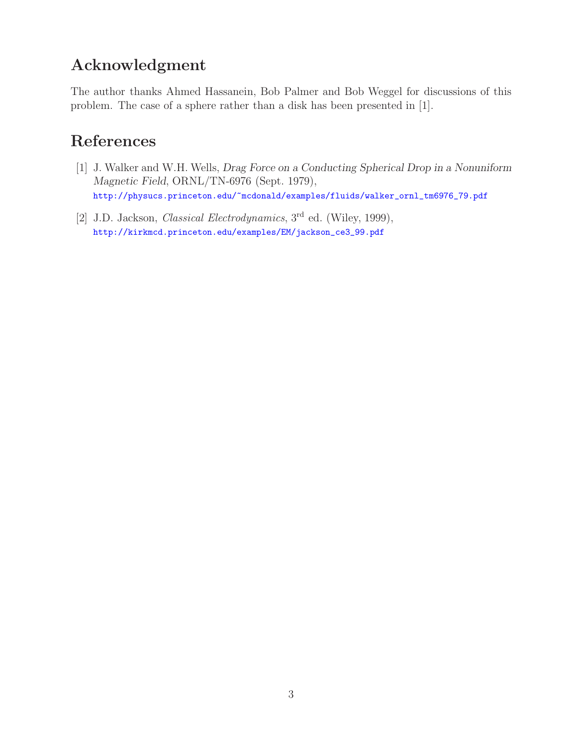## Acknowledgment

The author thanks Ahmed Hassanein, Bob Palmer and Bob Weggel for discussions of this problem. The case of a sphere rather than a disk has been presented in [1].

## References

[1] J. Walker and W.H. Wells, *Drag Force on a Conducting Spherical Drop in a Nonuniform Magnetic Field*, ORNL/TN-6976 (Sept. 1979),
http://physucs.princeton.edu/~mcdonald/examples/fluids/walker_ornl_tm6976_79.pdf

[2] J.D. Jackson, *Classical Electrodynamics*, 3rd ed. (Wiley, 1999),
http://kirkmcd.princeton.edu/examples/EM/jackson_ce3_99.pdf